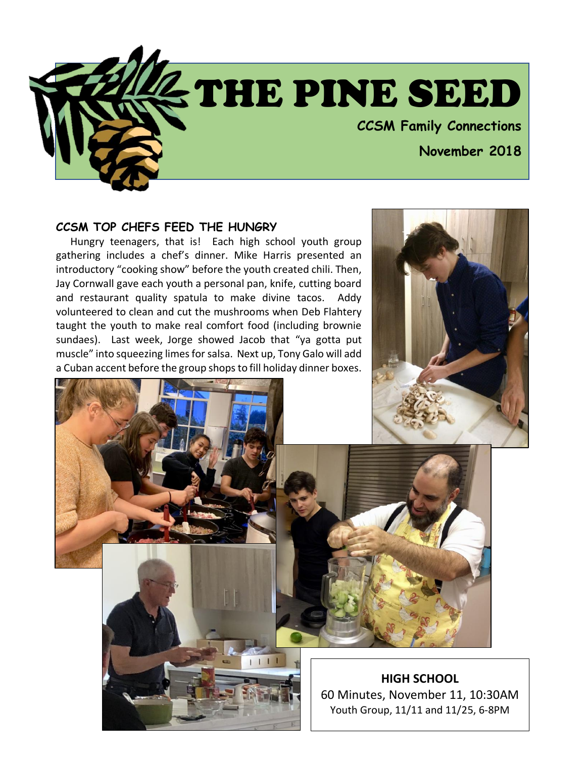# THE PINE SEED

**CCSM Family Connections**

**November 2018**

### CCSM TOP CHEFS FEED THE HUNGRY

Hungry teenagers, that is! Each high school youth group gathering includes a chef's dinner. Mike Harris presented an introductory "cooking show" before the youth created chili. Then, Jay Cornwall gave each youth a personal pan, knife, cutting board and restaurant quality spatula to make divine tacos. Addy volunteered to clean and cut the mushrooms when Deb Flahtery taught the youth to make real comfort food (including brownie sundaes). Last week, Jorge showed Jacob that "ya gotta put muscle" into squeezing limes for salsa. Next up, Tony Galo will add a Cuban accent before the group shops to fill holiday dinner boxes.

**HIGH SCHOOL**

60 Minutes, November 11, 10:30AM

Youth Group, 11/11 and 11/25, 6-8PM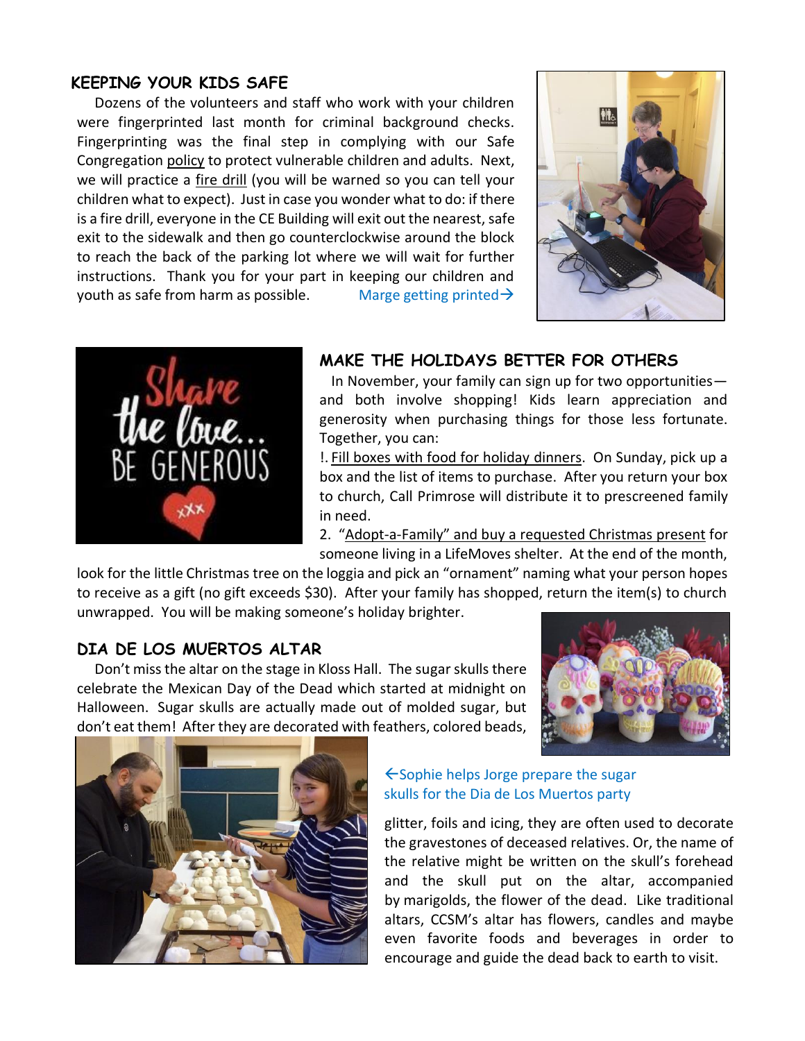## KEEPING YOUR KIDS SAFE

Dozens of the volunteers and staff who work with your children were fingerprinted last month for criminal background checks. Fingerprinting was the final step in complying with our Safe Congregation policy to protect vulnerable children and adults. Next, we will practice a fire drill (you will be warned so you can tell your children what to expect). Just in case you wonder what to do: if there is a fire drill, everyone in the CE Building will exit out the nearest, safe exit to the sidewalk and then go counterclockwise around the block to reach the back of the parking lot where we will wait for further instructions. Thank you for your part in keeping our children and youth as safe from harm as possible.

Marge getting printed→

## MAKE THE HOLIDAYS BETTER FOR OTHERS

In November, your family can sign up for two opportunities—and both involve shopping! Kids learn appreciation and generosity when purchasing things for those less fortunate. Together, you can:

!. Fill boxes with food for holiday dinners. On Sunday, pick up a box and the list of items to purchase. After you return your box to church, Call Primrose will distribute it to prescreened family in need.

2. "Adopt-a-Family" and buy a requested Christmas present for someone living in a LifeMoves shelter. At the end of the month, look for the little Christmas tree on the loggia and pick an "ornament" naming what your person hopes to receive as a gift (no gift exceeds $30). After your family has shopped, return the item(s) to church unwrapped. You will be making someone's holiday brighter.

## DIA DE LOS MUERTOS ALTAR

Don't miss the altar on the stage in Kloss Hall. The sugar skulls there celebrate the Mexican Day of the Dead which started at midnight on Halloween. Sugar skulls are actually made out of molded sugar, but don't eat them! After they are decorated with feathers, colored beads, glitter, foils and icing, they are often used to decorate the gravestones of deceased relatives. Or, the name of the relative might be written on the skull's forehead and the skull put on the altar, accompanied by marigolds, the flower of the dead. Like traditional altars, CCSM's altar has flowers, candles and maybe even favorite foods and beverages in order to encourage and guide the dead back to earth to visit.

←Sophie helps Jorge prepare the sugar skulls for the Dia de Los Muertos party